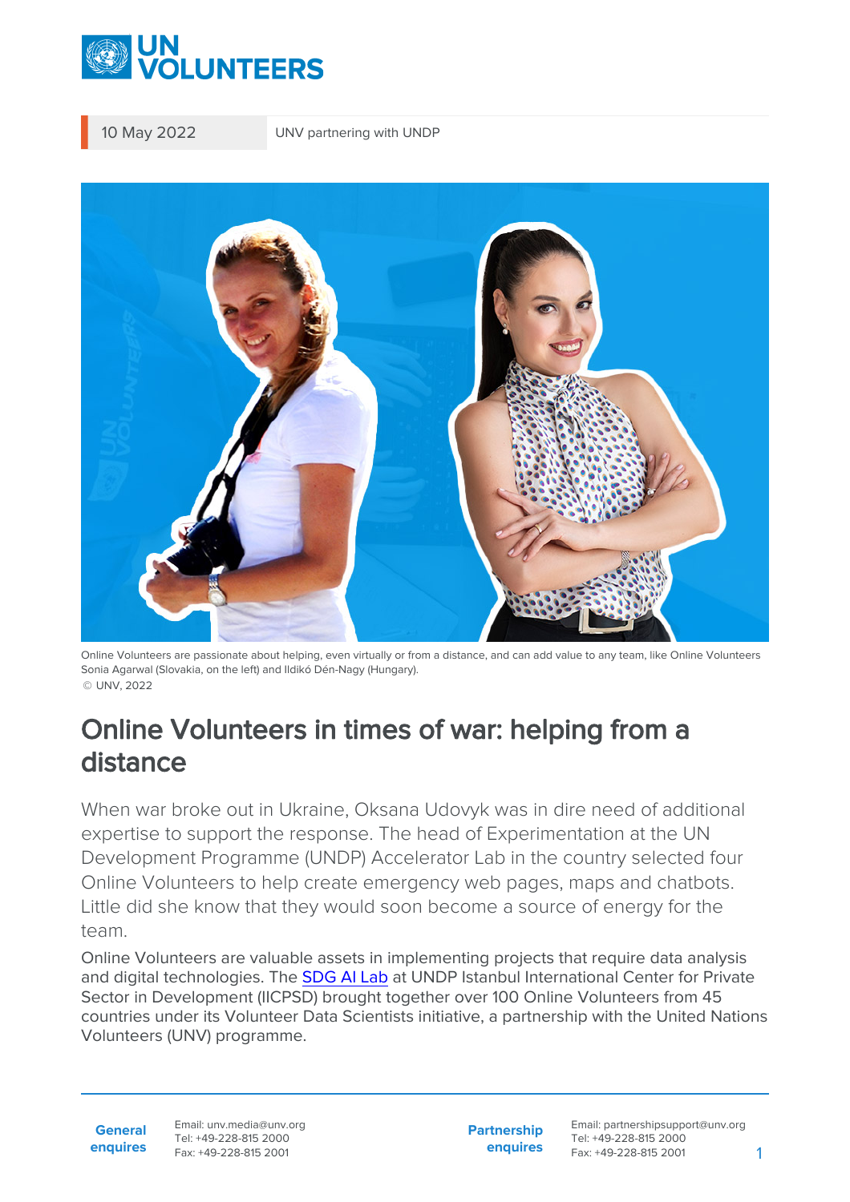10 May 2022 | UNV partnering with UNDP

Online Volunteers are passionate about helping, even virtually or from a distance, and can add value to any team, like Online Volunteers Sonia Agarwal (Slovakia, on the left) and Ildikó Dén-Nagy (Hungary).
© UNV, 2022

# Online Volunteers in times of war: helping from a distance

When war broke out in Ukraine, Oksana Udovyk was in dire need of additional expertise to support the response. The head of Experimentation at the UN Development Programme (UNDP) Accelerator Lab in the country selected four Online Volunteers to help create emergency web pages, maps and chatbots. Little did she know that they would soon become a source of energy for the team.

Online Volunteers are valuable assets in implementing projects that require data analysis and digital technologies. The [SDG AI Lab](#) at UNDP Istanbul International Center for Private Sector in Development (IICPSD) brought together over 100 Online Volunteers from 45 countries under its Volunteer Data Scientists initiative, a partnership with the United Nations Volunteers (UNV) programme.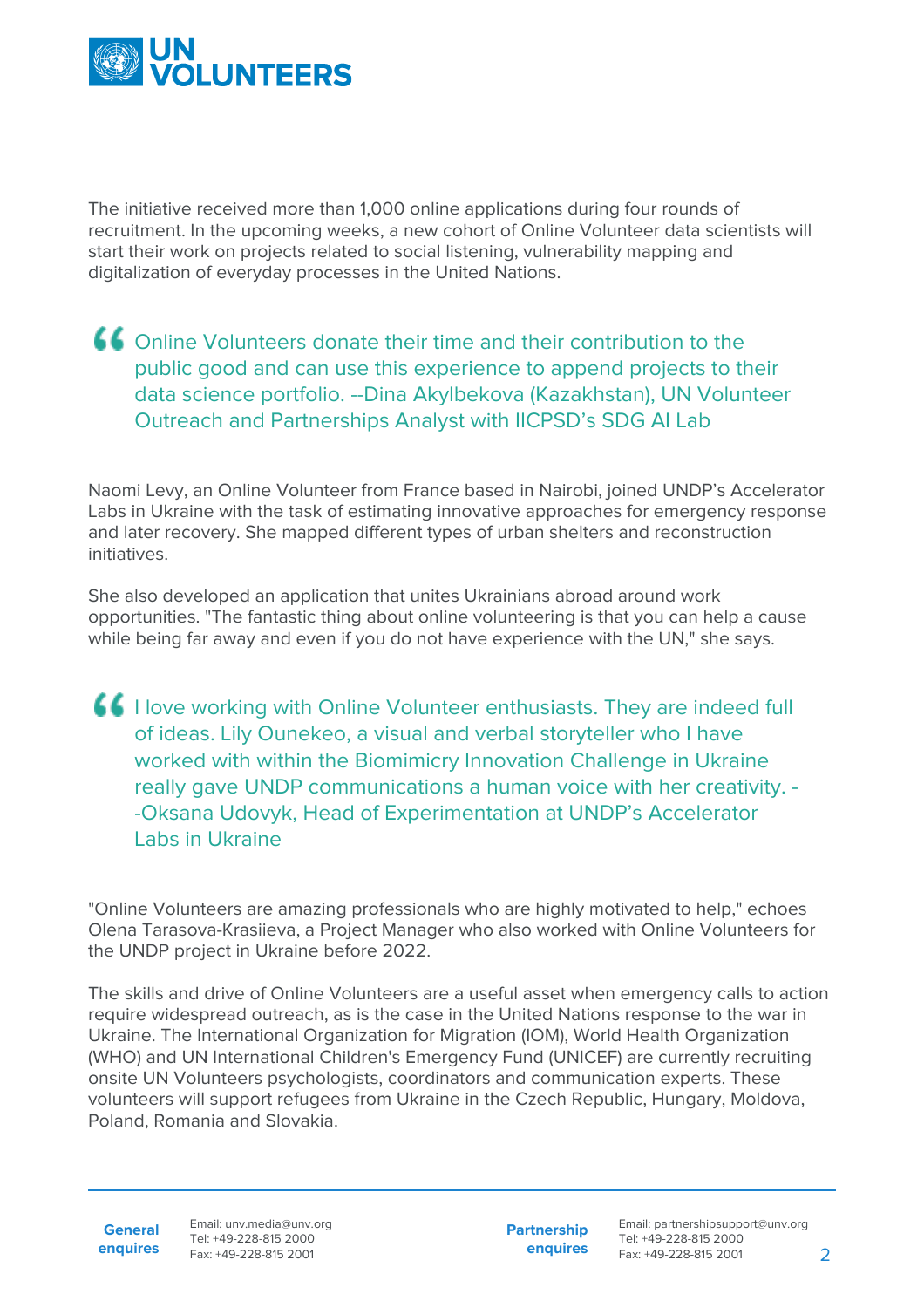The initiative received more than 1,000 online applications during four rounds of recruitment. In the upcoming weeks, a new cohort of Online Volunteer data scientists will start their work on projects related to social listening, vulnerability mapping and digitalization of everyday processes in the United Nations.

> Online Volunteers donate their time and their contribution to the public good and can use this experience to append projects to their data science portfolio. --Dina Akylbekova (Kazakhstan), UN Volunteer Outreach and Partnerships Analyst with IICPSD's SDG AI Lab

Naomi Levy, an Online Volunteer from France based in Nairobi, joined UNDP's Accelerator Labs in Ukraine with the task of estimating innovative approaches for emergency response and later recovery. She mapped different types of urban shelters and reconstruction initiatives.

She also developed an application that unites Ukrainians abroad around work opportunities. "The fantastic thing about online volunteering is that you can help a cause while being far away and even if you do not have experience with the UN," she says.

> I love working with Online Volunteer enthusiasts. They are indeed full of ideas. Lily Ounekeo, a visual and verbal storyteller who I have worked with within the Biomimicry Innovation Challenge in Ukraine really gave UNDP communications a human voice with her creativity. --Oksana Udovyk, Head of Experimentation at UNDP's Accelerator Labs in Ukraine

"Online Volunteers are amazing professionals who are highly motivated to help," echoes Olena Tarasova-Krasiieva, a Project Manager who also worked with Online Volunteers for the UNDP project in Ukraine before 2022.

The skills and drive of Online Volunteers are a useful asset when emergency calls to action require widespread outreach, as is the case in the United Nations response to the war in Ukraine. The International Organization for Migration (IOM), World Health Organization (WHO) and UN International Children's Emergency Fund (UNICEF) are currently recruiting onsite UN Volunteers psychologists, coordinators and communication experts. These volunteers will support refugees from Ukraine in the Czech Republic, Hungary, Moldova, Poland, Romania and Slovakia.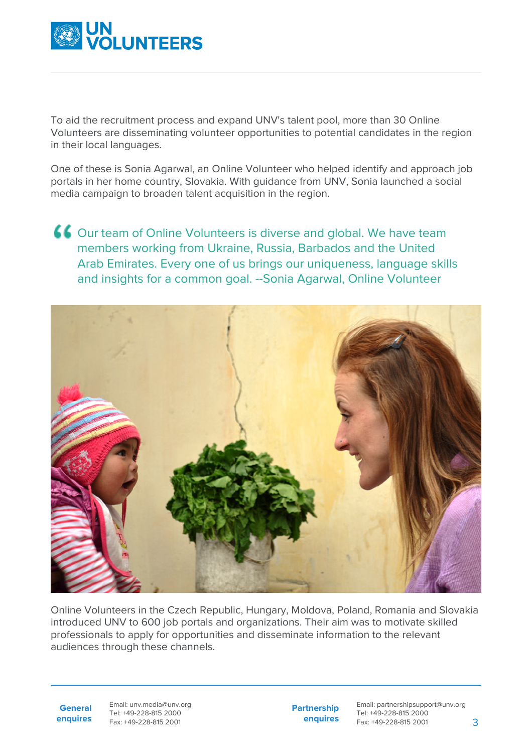To aid the recruitment process and expand UNV's talent pool, more than 30 Online Volunteers are disseminating volunteer opportunities to potential candidates in the region in their local languages.

One of these is Sonia Agarwal, an Online Volunteer who helped identify and approach job portals in her home country, Slovakia. With guidance from UNV, Sonia launched a social media campaign to broaden talent acquisition in the region.

> Our team of Online Volunteers is diverse and global. We have team members working from Ukraine, Russia, Barbados and the United Arab Emirates. Every one of us brings our uniqueness, language skills and insights for a common goal. --Sonia Agarwal, Online Volunteer

Online Volunteers in the Czech Republic, Hungary, Moldova, Poland, Romania and Slovakia introduced UNV to 600 job portals and organizations. Their aim was to motivate skilled professionals to apply for opportunities and disseminate information to the relevant audiences through these channels.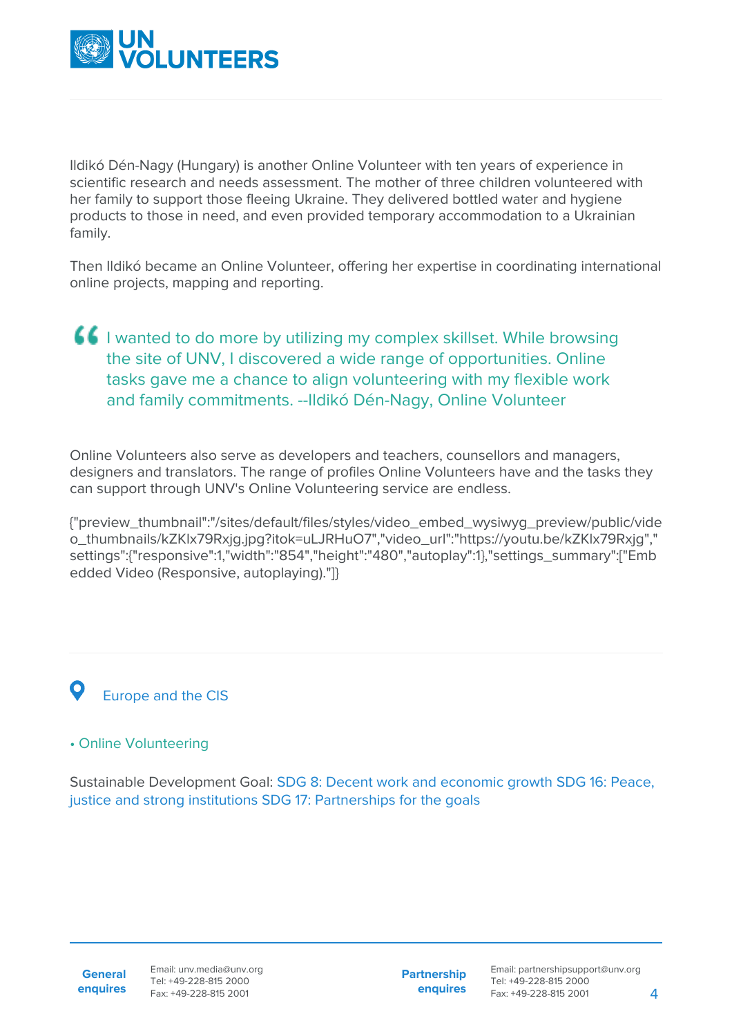Ildikó Dén-Nagy (Hungary) is another Online Volunteer with ten years of experience in scientific research and needs assessment. The mother of three children volunteered with her family to support those fleeing Ukraine. They delivered bottled water and hygiene products to those in need, and even provided temporary accommodation to a Ukrainian family.

Then Ildikó became an Online Volunteer, offering her expertise in coordinating international online projects, mapping and reporting.

> I wanted to do more by utilizing my complex skillset. While browsing the site of UNV, I discovered a wide range of opportunities. Online tasks gave me a chance to align volunteering with my flexible work and family commitments. --Ildikó Dén-Nagy, Online Volunteer

Online Volunteers also serve as developers and teachers, counsellors and managers, designers and translators. The range of profiles Online Volunteers have and the tasks they can support through UNV's Online Volunteering service are endless.

{"preview_thumbnail":"/sites/default/files/styles/video_embed_wysiwyg_preview/public/video_thumbnails/kZKlx79Rxjg.jpg?itok=uLJRHuO7","video_url":"https://youtu.be/kZKlx79Rxjg","settings":{"responsive":1,"width":"854","height":"480","autoplay":1},"settings_summary":["Embedded Video (Responsive, autoplaying)."]}

Europe and the CIS

• Online Volunteering

Sustainable Development Goal: SDG 8: Decent work and economic growth SDG 16: Peace, justice and strong institutions SDG 17: Partnerships for the goals

**General enquires**
Email: unv.media@unv.org
Tel: +49-228-815 2000
Fax: +49-228-815 2001

**Partnership enquires**
Email: partnershipsupport@unv.org
Tel: +49-228-815 2000
Fax: +49-228-815 2001